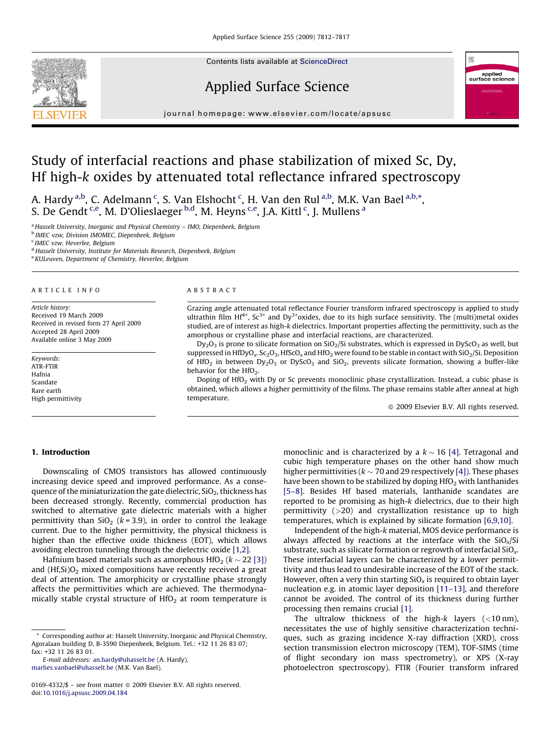# Study of interfacial reactions and phase stabilization of mixed Sc, Dy, Hf high-*k* oxides by attenuated total reflectance infrared spectroscopy

A. Hardy [a,b], C. Adelmann [c], S. Van Elshocht [c], H. Van den Rul [a,b], M.K. Van Bael [a,b,*], S. De Gendt [c,e], M. D'Olieslaeger [b,d], M. Heyns [c,e], J.A. Kittl [c], J. Mullens [a]

[a] Hasselt University, Inorganic and Physical Chemistry – IMO, Diepenbeek, Belgium
[b] IMEC vzw, Division IMOMEC, Diepenbeek, Belgium
[c] IMEC vzw, Heverlee, Belgium
[d] Hasselt University, Institute for Materials Research, Diepenbeek, Belgium
[e] KULeuven, Department of Chemistry, Heverlee, Belgium

## ARTICLE INFO

*Article history:*
Received 19 March 2009
Received in revised form 27 April 2009
Accepted 28 April 2009
Available online 3 May 2009

*Keywords:*
ATR-FTIR
Hafnia
Scandate
Rare earth
High permittivity

## ABSTRACT

Grazing angle attenuated total reflectance Fourier transform infrared spectroscopy is applied to study ultrathin film $Hf^{4+}$, $Sc^{3+}$ and $Dy^{3+}$oxides, due to its high surface sensitivity. The (multi)metal oxides studied, are of interest as high-*k* dielectrics. Important properties affecting the permittivity, such as the amorphous or crystalline phase and interfacial reactions, are characterized.

$Dy_2O_3$ is prone to silicate formation on $SiO_2$/Si substrates, which is expressed in $DyScO_3$ as well, but suppressed in $HfDyO_x$. $Sc_2O_3$, $HfScO_x$ and $HfO_2$ were found to be stable in contact with $SiO_2$/Si. Deposition of $HfO_2$ in between $Dy_2O_3$ or $DyScO_3$ and $SiO_2$, prevents silicate formation, showing a buffer-like behavior for the $HfO_2$.

Doping of $HfO_2$ with Dy or Sc prevents monoclinic phase crystallization. Instead, a cubic phase is obtained, which allows a higher permittivity of the films. The phase remains stable after anneal at high temperature.

© 2009 Elsevier B.V. All rights reserved.

## 1. Introduction

Downscaling of CMOS transistors has allowed continuously increasing device speed and improved performance. As a consequence of the miniaturization the gate dielectric, $SiO_2$, thickness has been decreased strongly. Recently, commercial production has switched to alternative gate dielectric materials with a higher permittivity than $SiO_2$ ($k = 3.9$), in order to control the leakage current. Due to the higher permittivity, the physical thickness is higher than the effective oxide thickness (EOT), which allows avoiding electron tunneling through the dielectric oxide [1,2].

Hafnium based materials such as amorphous $HfO_2$ ($k \sim 22$ [3]) and $(Hf,Si)O_2$ mixed compositions have recently received a great deal of attention. The amorphicity or crystalline phase strongly affects the permittivities which are achieved. The thermodynamically stable crystal structure of $HfO_2$ at room temperature is monoclinic and is characterized by a $k \sim 16$ [4]. Tetragonal and cubic high temperature phases on the other hand show much higher permittivities ($k \sim 70$ and 29 respectively [4]). These phases have been shown to be stabilized by doping $HfO_2$ with lanthanides [5–8]. Besides Hf based materials, lanthanide scandates are reported to be promising as high-*k* dielectrics, due to their high permittivity (>20) and crystallization resistance up to high temperatures, which is explained by silicate formation [6,9,10].

Independent of the high-*k* material, MOS device performance is always affected by reactions at the interface with the $SiO_x$/Si substrate, such as silicate formation or regrowth of interfacial $SiO_x$. These interfacial layers can be characterized by a lower permittivity and thus lead to undesirable increase of the EOT of the stack. However, often a very thin starting $SiO_x$ is required to obtain layer nucleation e.g. in atomic layer deposition [11–13], and therefore cannot be avoided. The control of its thickness during further processing then remains crucial [1].

The ultralow thickness of the high-*k* layers (<10 nm), necessitates the use of highly sensitive characterization techniques, such as grazing incidence X-ray diffraction (XRD), cross section transmission electron microscopy (TEM), TOF-SIMS (time of flight secondary ion mass spectrometry), or XPS (X-ray photoelectron spectroscopy). FTIR (Fourier transform infrared

\* Corresponding author at: Hasselt University, Inorganic and Physical Chemistry, Agoralaan building D, B-3590 Diepenbeek, Belgium. Tel.: +32 11 26 83 07; fax: +32 11 26 83 01.
E-mail addresses: an.hardy@uhasselt.be (A. Hardy), marlies.vanbael@uhasselt.be (M.K. Van Bael).

0169-4332/$ – see front matter © 2009 Elsevier B.V. All rights reserved.
doi:10.1016/j.apsusc.2009.04.184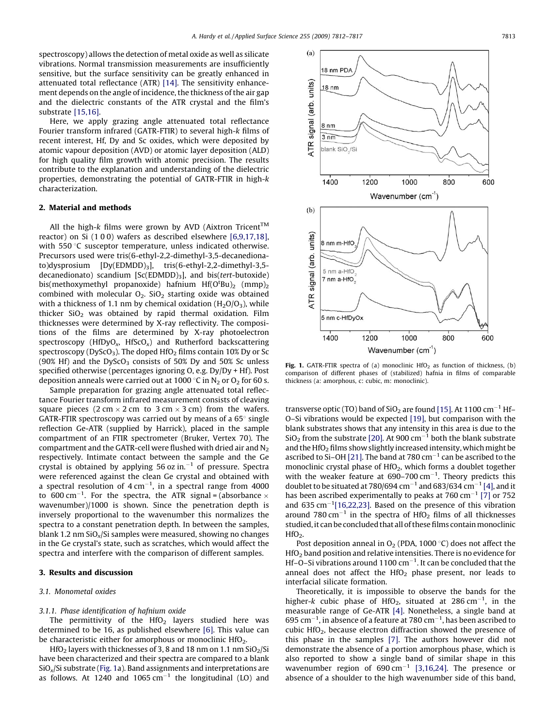spectroscopy) allows the detection of metal oxide as well as silicate vibrations. Normal transmission measurements are insufficiently sensitive, but the surface sensitivity can be greatly enhanced in attenuated total reflectance (ATR) [14]. The sensitivity enhancement depends on the angle of incidence, the thickness of the air gap and the dielectric constants of the ATR crystal and the film's substrate [15,16].

Here, we apply grazing angle attenuated total reflectance Fourier transform infrared (GATR-FTIR) to several high-*k* films of recent interest, Hf, Dy and Sc oxides, which were deposited by atomic vapour deposition (AVD) or atomic layer deposition (ALD) for high quality film growth with atomic precision. The results contribute to the explanation and understanding of the dielectric properties, demonstrating the potential of GATR-FTIR in high-*k* characterization.

## 2. Material and methods

All the high-*k* films were grown by AVD (Aixtron Tricent™ reactor) on Si (1 0 0) wafers as described elsewhere [6,9,17,18], with 550 °C susceptor temperature, unless indicated otherwise. Precursors used were tris(6-ethyl-2,2-dimethyl-3,5-decanedionato)dysprosium [Dy(EDMDD)$_3$], tris(6-ethyl-2,2-dimethyl-3,5-decanedionato) scandium [Sc(EDMDD)$_3$], and bis(*tert*-butoxide) bis(methoxymethyl propanoxide) hafnium Hf(O$^t$Bu)$_2$ (mmp)$_2$ combined with molecular $O_2$. $SiO_2$ starting oxide was obtained with a thickness of 1.1 nm by chemical oxidation ($H_2O/O_3$), while thicker $SiO_2$ was obtained by rapid thermal oxidation. Film thicknesses were determined by X-ray reflectivity. The compositions of the films are determined by X-ray photoelectron spectroscopy ($HfDyO_x$, $HfScO_x$) and Rutherford backscattering spectroscopy ($DyScO_3$). The doped $HfO_2$ films contain 10% Dy or Sc (90% Hf) and the $DyScO_3$ consists of 50% Dy and 50% Sc unless specified otherwise (percentages ignoring O, e.g. Dy/Dy + Hf). Post deposition anneals were carried out at 1000 °C in $N_2$ or $O_2$ for 60 s.

Sample preparation for grazing angle attenuated total reflectance Fourier transform infrared measurement consists of cleaving square pieces (2 cm × 2 cm to 3 cm × 3 cm) from the wafers. GATR-FTIR spectroscopy was carried out by means of a 65° single reflection Ge-ATR (supplied by Harrick), placed in the sample compartment of an FTIR spectrometer (Bruker, Vertex 70). The compartment and the GATR-cell were flushed with dried air and $N_2$ respectively. Intimate contact between the sample and the Ge crystal is obtained by applying 56 oz in.$^{-1}$ of pressure. Spectra were referenced against the clean Ge crystal and obtained with a spectral resolution of 4 cm$^{-1}$, in a spectral range from 4000 to 600 cm$^{-1}$. For the spectra, the ATR signal = (absorbance × wavenumber)/1000 is shown. Since the penetration depth is inversely proportional to the wavenumber this normalizes the spectra to a constant penetration depth. In between the samples, blank 1.2 nm $SiO_x$/Si samples were measured, showing no changes in the Ge crystal's state, such as scratches, which would affect the spectra and interfere with the comparison of different samples.

## 3. Results and discussion

### 3.1. Monometal oxides

#### 3.1.1. Phase identification of hafnium oxide

The permittivity of the $HfO_2$ layers studied here was determined to be 16, as published elsewhere [6]. This value can be characteristic either for amorphous or monoclinic $HfO_2$.

$HfO_2$ layers with thicknesses of 3, 8 and 18 nm on 1.1 nm $SiO_2$/Si have been characterized and their spectra are compared to a blank $SiO_x$/Si substrate (Fig. 1a). Band assignments and interpretations are as follows. At 1240 and 1065 cm$^{-1}$ the longitudinal (LO) and transverse optic (TO) band of $SiO_2$ are found [15]. At 1100 cm$^{-1}$ Hf–O–Si vibrations would be expected [19], but comparison with the blank substrates shows that any intensity in this area is due to the $SiO_2$ from the substrate [20]. At 900 cm$^{-1}$ both the blank substrate and the $HfO_2$ films show slightly increased intensity, which might be ascribed to Si–OH [21]. The band at 780 cm$^{-1}$ can be ascribed to the monoclinic crystal phase of $HfO_2$, which forms a doublet together with the weaker feature at 690–700 cm$^{-1}$. Theory predicts this doublet to be situated at 780/694 cm$^{-1}$ and 683/634 cm$^{-1}$ [4], and it has been ascribed experimentally to peaks at 760 cm$^{-1}$ [7] or 752 and 635 cm$^{-1}$ [16,22,23]. Based on the presence of this vibration around 780 cm$^{-1}$ in the spectra of $HfO_2$ films of all thicknesses studied, it can be concluded that all of these films contain monoclinic $HfO_2$.

Post deposition anneal in $O_2$ (PDA, 1000 °C) does not affect the $HfO_2$ band position and relative intensities. There is no evidence for Hf–O–Si vibrations around 1100 cm$^{-1}$. It can be concluded that the anneal does not affect the $HfO_2$ phase present, nor leads to interfacial silicate formation.

Theoretically, it is impossible to observe the bands for the higher-*k* cubic phase of $HfO_2$, situated at 286 cm$^{-1}$, in the measurable range of Ge-ATR [4]. Nonetheless, a single band at 695 cm$^{-1}$, in absence of a feature at 780 cm$^{-1}$, has been ascribed to cubic $HfO_2$, because electron diffraction showed the presence of this phase in the samples [7]. The authors however did not demonstrate the absence of a portion amorphous phase, which is also reported to show a single band of similar shape in this wavenumber region of 690 cm$^{-1}$ [3,16,24]. The presence or absence of a shoulder to the high wavenumber side of this band,

Fig. 1. GATR-FTIR spectra of (a) monoclinic $HfO_2$ as function of thickness, (b) comparison of different phases of (stabilized) hafnia in films of comparable thickness (a: amorphous, c: cubic, m: monoclinic).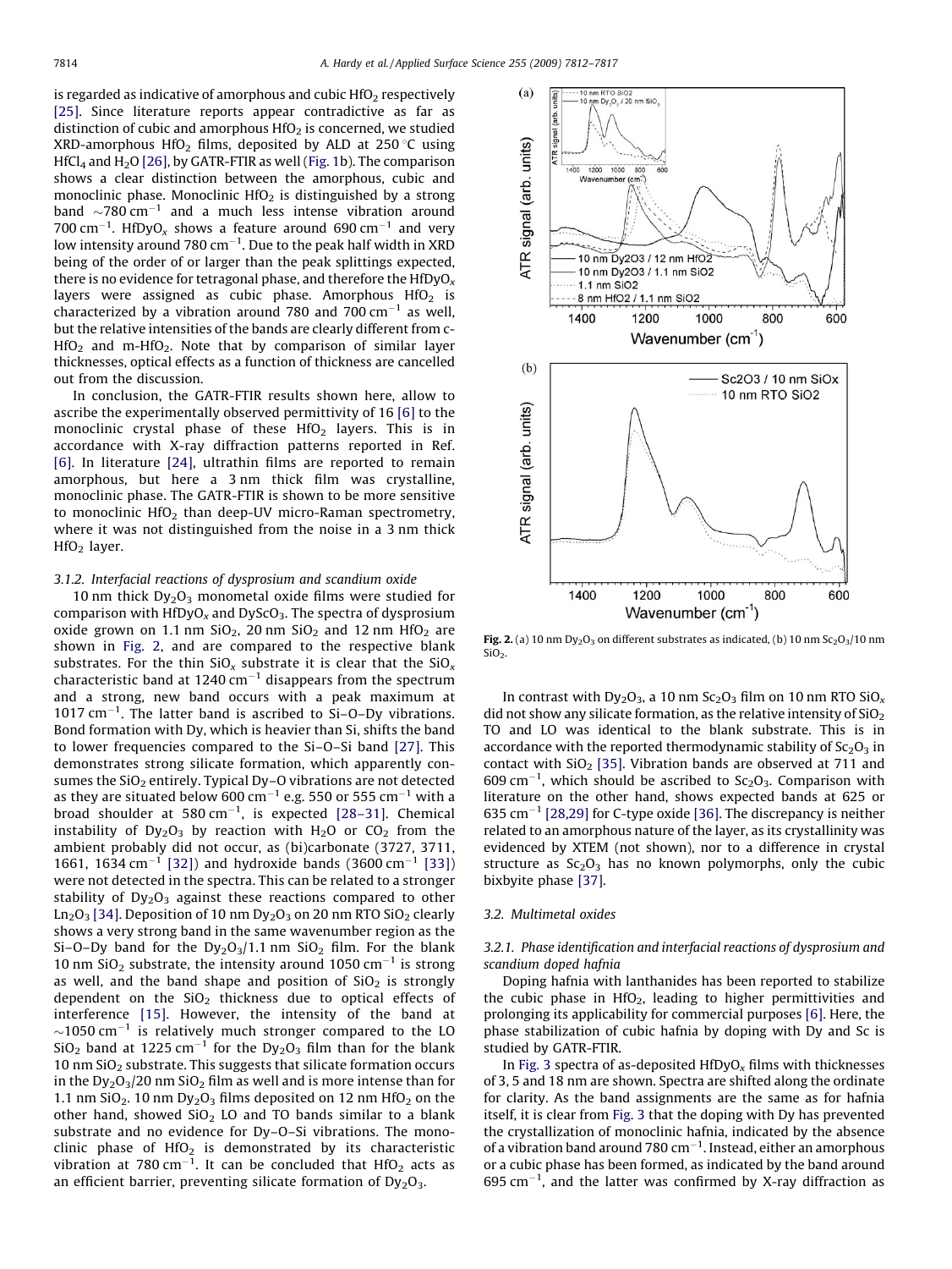is regarded as indicative of amorphous and cubic $HfO_2$ respectively [25]. Since literature reports appear contradictive as far as distinction of cubic and amorphous $HfO_2$ is concerned, we studied XRD-amorphous $HfO_2$ films, deposited by ALD at 250 °C using $HfCl_4$ and $H_2O$ [26], by GATR-FTIR as well (Fig. 1b). The comparison shows a clear distinction between the amorphous, cubic and monoclinic phase. Monoclinic $HfO_2$ is distinguished by a strong band ~780 $cm^{-1}$ and a much less intense vibration around 700 $cm^{-1}$. $HfDyO_x$ shows a feature around 690 $cm^{-1}$ and very low intensity around 780 $cm^{-1}$. Due to the peak half width in XRD being of the order of or larger than the peak splittings expected, there is no evidence for tetragonal phase, and therefore the $HfDyO_x$ layers were assigned as cubic phase. Amorphous $HfO_2$ is characterized by a vibration around 780 and 700 $cm^{-1}$ as well, but the relative intensities of the bands are clearly different from c-$HfO_2$ and m-$HfO_2$. Note that by comparison of similar layer thicknesses, optical effects as a function of thickness are cancelled out from the discussion.

In conclusion, the GATR-FTIR results shown here, allow to ascribe the experimentally observed permittivity of 16 [6] to the monoclinic crystal phase of these $HfO_2$ layers. This is in accordance with X-ray diffraction patterns reported in Ref. [6]. In literature [24], ultrathin films are reported to remain amorphous, but here a 3 nm thick film was crystalline, monoclinic phase. The GATR-FTIR is shown to be more sensitive to monoclinic $HfO_2$ than deep-UV micro-Raman spectrometry, where it was not distinguished from the noise in a 3 nm thick $HfO_2$ layer.

#### 3.1.2. Interfacial reactions of dysprosium and scandium oxide

10 nm thick $Dy_2O_3$ monometal oxide films were studied for comparison with $HfDyO_x$ and $DyScO_3$. The spectra of dysprosium oxide grown on 1.1 nm $SiO_2$, 20 nm $SiO_2$ and 12 nm $HfO_2$ are shown in Fig. 2, and are compared to the respective blank substrates. For the thin $SiO_x$ substrate it is clear that the $SiO_x$ characteristic band at 1240 $cm^{-1}$ disappears from the spectrum and a strong, new band occurs with a peak maximum at 1017 $cm^{-1}$. The latter band is ascribed to Si–O–Dy vibrations. Bond formation with Dy, which is heavier than Si, shifts the band to lower frequencies compared to the Si–O–Si band [27]. This demonstrates strong silicate formation, which apparently consumes the $SiO_2$ entirely. Typical Dy–O vibrations are not detected as they are situated below 600 $cm^{-1}$ e.g. 550 or 555 $cm^{-1}$ with a broad shoulder at 580 $cm^{-1}$, is expected [28–31]. Chemical instability of $Dy_2O_3$ by reaction with $H_2O$ or $CO_2$ from the ambient probably did not occur, as (bi)carbonate (3727, 3711, 1661, 1634 $cm^{-1}$ [32]) and hydroxide bands (3600 $cm^{-1}$ [33]) were not detected in the spectra. This can be related to a stronger stability of $Dy_2O_3$ against these reactions compared to other $Ln_2O_3$ [34]. Deposition of 10 nm $Dy_2O_3$ on 20 nm RTO $SiO_2$ clearly shows a very strong band in the same wavenumber region as the Si–O–Dy band for the $Dy_2O_3$/1.1 nm $SiO_2$ film. For the blank 10 nm $SiO_2$ substrate, the intensity around 1050 $cm^{-1}$ is strong as well, and the band shape and position of $SiO_2$ is strongly dependent on the $SiO_2$ thickness due to optical effects of interference [15]. However, the intensity of the band at ~1050 $cm^{-1}$ is relatively much stronger compared to the LO $SiO_2$ band at 1225 $cm^{-1}$ for the $Dy_2O_3$ film than for the blank 10 nm $SiO_2$ substrate. This suggests that silicate formation occurs in the $Dy_2O_3$/20 nm $SiO_2$ film as well and is more intense than for 1.1 nm $SiO_2$. 10 nm $Dy_2O_3$ films deposited on 12 nm $HfO_2$ on the other hand, showed $SiO_2$ LO and TO bands similar to a blank substrate and no evidence for Dy–O–Si vibrations. The monoclinic phase of $HfO_2$ is demonstrated by its characteristic vibration at 780 $cm^{-1}$. It can be concluded that $HfO_2$ acts as an efficient barrier, preventing silicate formation of $Dy_2O_3$.

**Fig. 2.** (a) 10 nm $Dy_2O_3$ on different substrates as indicated, (b) 10 nm $Sc_2O_3$/10 nm $SiO_2$.

In contrast with $Dy_2O_3$, a 10 nm $Sc_2O_3$ film on 10 nm RTO $SiO_x$ did not show any silicate formation, as the relative intensity of $SiO_2$ TO and LO was identical to the blank substrate. This is in accordance with the reported thermodynamic stability of $Sc_2O_3$ in contact with $SiO_2$ [35]. Vibration bands are observed at 711 and 609 $cm^{-1}$, which should be ascribed to $Sc_2O_3$. Comparison with literature on the other hand, shows expected bands at 625 or 635 $cm^{-1}$ [28,29] for C-type oxide [36]. The discrepancy is neither related to an amorphous nature of the layer, as its crystallinity was evidenced by XTEM (not shown), nor to a difference in crystal structure as $Sc_2O_3$ has no known polymorphs, only the cubic bixbyite phase [37].

### 3.2. Multimetal oxides

#### 3.2.1. Phase identification and interfacial reactions of dysprosium and scandium doped hafnia

Doping hafnia with lanthanides has been reported to stabilize the cubic phase in $HfO_2$, leading to higher permittivities and prolonging its applicability for commercial purposes [6]. Here, the phase stabilization of cubic hafnia by doping with Dy and Sc is studied by GATR-FTIR.

In Fig. 3 spectra of as-deposited $HfDyO_x$ films with thicknesses of 3, 5 and 18 nm are shown. Spectra are shifted along the ordinate for clarity. As the band assignments are the same as for hafnia itself, it is clear from Fig. 3 that the doping with Dy has prevented the crystallization of monoclinic hafnia, indicated by the absence of a vibration band around 780 $cm^{-1}$. Instead, either an amorphous or a cubic phase has been formed, as indicated by the band around 695 $cm^{-1}$, and the latter was confirmed by X-ray diffraction as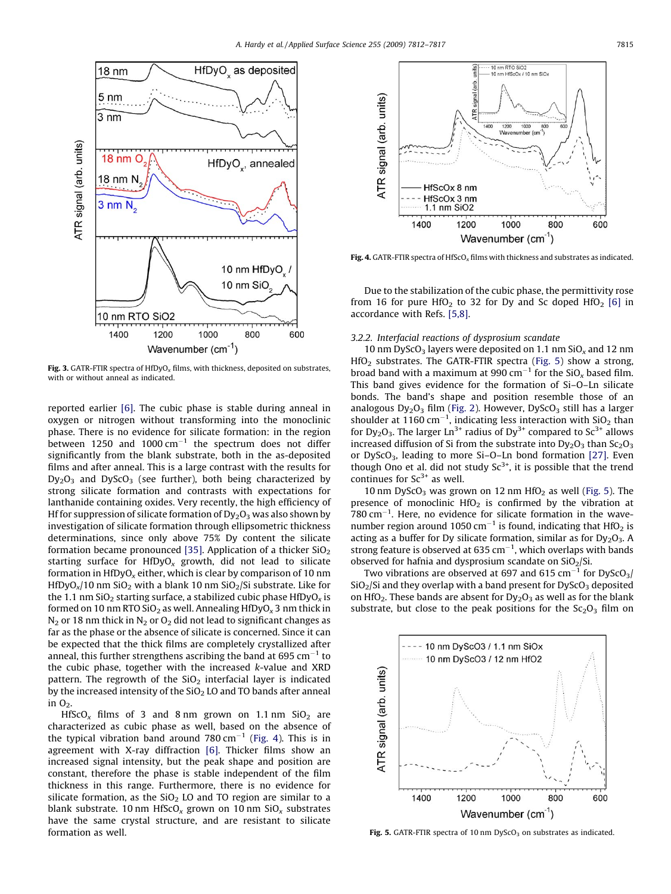Fig. 3. GATR-FTIR spectra of $HfDyO_x$ films, with thickness, deposited on substrates, with or without anneal as indicated.

reported earlier [6]. The cubic phase is stable during anneal in oxygen or nitrogen without transforming into the monoclinic phase. There is no evidence for silicate formation: in the region between 1250 and 1000 $cm^{-1}$ the spectrum does not differ significantly from the blank substrate, both in the as-deposited films and after anneal. This is a large contrast with the results for $Dy_2O_3$ and $DyScO_3$ (see further), both being characterized by strong silicate formation and contrasts with expectations for lanthanide containing oxides. Very recently, the high efficiency of Hf for suppression of silicate formation of $Dy_2O_3$ was also shown by investigation of silicate formation through ellipsometric thickness determinations, since only above 75% Dy content the silicate formation became pronounced [35]. Application of a thicker $SiO_2$ starting surface for $HfDyO_x$ growth, did not lead to silicate formation in $HfDyO_x$ either, which is clear by comparison of 10 nm $HfDyO_x$/10 nm $SiO_2$ with a blank 10 nm $SiO_2$/Si substrate. Like for the 1.1 nm $SiO_2$ starting surface, a stabilized cubic phase $HfDyO_x$ is formed on 10 nm RTO $SiO_2$ as well. Annealing $HfDyO_x$ 3 nm thick in $N_2$ or 18 nm thick in $N_2$ or $O_2$ did not lead to significant changes as far as the phase or the absence of silicate is concerned. Since it can be expected that the thick films are completely crystallized after anneal, this further strengthens ascribing the band at 695 $cm^{-1}$ to the cubic phase, together with the increased *k*-value and XRD pattern. The regrowth of the $SiO_2$ interfacial layer is indicated by the increased intensity of the $SiO_2$ LO and TO bands after anneal in $O_2$.

$HfScO_x$ films of 3 and 8 nm grown on 1.1 nm $SiO_2$ are characterized as cubic phase as well, based on the absence of the typical vibration band around 780 $cm^{-1}$ (Fig. 4). This is in agreement with X-ray diffraction [6]. Thicker films show an increased signal intensity, but the peak shape and position are constant, therefore the phase is stable independent of the film thickness in this range. Furthermore, there is no evidence for silicate formation, as the $SiO_2$ LO and TO region are similar to a blank substrate. 10 nm $HfScO_x$ grown on 10 nm $SiO_x$ substrates have the same crystal structure, and are resistant to silicate formation as well.

Fig. 4. GATR-FTIR spectra of $HfScO_x$ films with thickness and substrates as indicated.

Due to the stabilization of the cubic phase, the permittivity rose from 16 for pure $HfO_2$ to 32 for Dy and Sc doped $HfO_2$ [6] in accordance with Refs. [5,8].

### 3.2.2. Interfacial reactions of dysprosium scandate

10 nm $DyScO_3$ layers were deposited on 1.1 nm $SiO_x$ and 12 nm $HfO_2$ substrates. The GATR-FTIR spectra (Fig. 5) show a strong, broad band with a maximum at 990 $cm^{-1}$ for the blank $SiO_x$ based film. This band gives evidence for the formation of Si–O–Ln silicate bonds. The band's shape and position resemble those of an analogous $Dy_2O_3$ film (Fig. 2). However, $DyScO_3$ still has a larger shoulder at 1160 $cm^{-1}$, indicating less interaction with $SiO_2$ than for $Dy_2O_3$. The larger $Ln^{3+}$ radius of $Dy^{3+}$ compared to $Sc^{3+}$ allows increased diffusion of Si from the substrate into $Dy_2O_3$ than $Sc_2O_3$ or $DyScO_3$, leading to more Si–O–Ln bond formation [27]. Even though Ono et al. did not study $Sc^{3+}$, it is possible that the trend continues for $Sc^{3+}$ as well.

10 nm $DyScO_3$ was grown on 12 nm $HfO_2$ as well (Fig. 5). The presence of monoclinic $HfO_2$ is confirmed by the vibration at 780 $cm^{-1}$. Here, no evidence for silicate formation in the wavenumber region around 1050 $cm^{-1}$ is found, indicating that $HfO_2$ is acting as a buffer for Dy silicate formation, similar as for $Dy_2O_3$. A strong feature is observed at 635 $cm^{-1}$, which overlaps with bands observed for hafnia and dysprosium scandate on $SiO_2$/Si.

Two vibrations are observed at 697 and 615 $cm^{-1}$ for $DyScO_3$/$SiO_2$/Si and they overlap with a band present for $DyScO_3$ deposited on $HfO_2$. These bands are absent for $Dy_2O_3$ as well as for the blank substrate, but close to the peak positions for the $Sc_2O_3$ film on

Fig. 5. GATR-FTIR spectra of 10 nm $DyScO_3$ on substrates as indicated.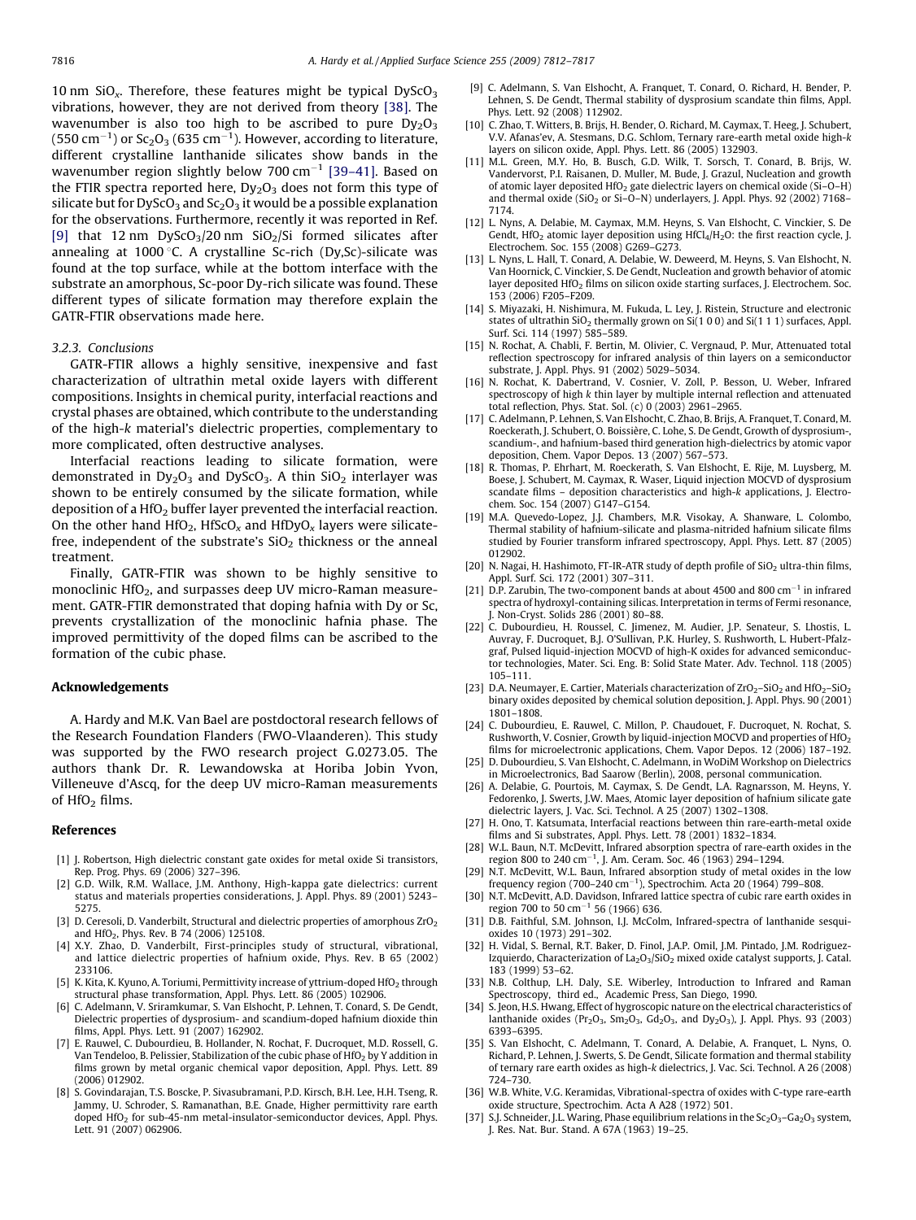10 nm $SiO_x$. Therefore, these features might be typical $DyScO_3$ vibrations, however, they are not derived from theory [38]. The wavenumber is also too high to be ascribed to pure $Dy_2O_3$ (550 $cm^{-1}$) or $Sc_2O_3$ (635 $cm^{-1}$). However, according to literature, different crystalline lanthanide silicates show bands in the wavenumber region slightly below 700 $cm^{-1}$ [39–41]. Based on the FTIR spectra reported here, $Dy_2O_3$ does not form this type of silicate but for $DyScO_3$ and $Sc_2O_3$ it would be a possible explanation for the observations. Furthermore, recently it was reported in Ref. [9] that 12 nm $DyScO_3$/20 nm $SiO_2$/Si formed silicates after annealing at 1000 °C. A crystalline Sc-rich (Dy,Sc)-silicate was found at the top surface, while at the bottom interface with the substrate an amorphous, Sc-poor Dy-rich silicate was found. These different types of silicate formation may therefore explain the GATR-FTIR observations made here.

### 3.2.3. Conclusions

GATR-FTIR allows a highly sensitive, inexpensive and fast characterization of ultrathin metal oxide layers with different compositions. Insights in chemical purity, interfacial reactions and crystal phases are obtained, which contribute to the understanding of the high-k material's dielectric properties, complementary to more complicated, often destructive analyses.

Interfacial reactions leading to silicate formation, were demonstrated in $Dy_2O_3$ and $DyScO_3$. A thin $SiO_2$ interlayer was shown to be entirely consumed by the silicate formation, while deposition of a $HfO_2$ buffer layer prevented the interfacial reaction. On the other hand $HfO_2$, $HfScO_x$ and $HfDyO_x$ layers were silicate-free, independent of the substrate's $SiO_2$ thickness or the anneal treatment.

Finally, GATR-FTIR was shown to be highly sensitive to monoclinic $HfO_2$, and surpasses deep UV micro-Raman measurement. GATR-FTIR demonstrated that doping hafnia with Dy or Sc, prevents crystallization of the monoclinic hafnia phase. The improved permittivity of the doped films can be ascribed to the formation of the cubic phase.

## Acknowledgements

A. Hardy and M.K. Van Bael are postdoctoral research fellows of the Research Foundation Flanders (FWO-Vlaanderen). This study was supported by the FWO research project G.0273.05. The authors thank Dr. R. Lewandowska at Horiba Jobin Yvon, Villeneuve d'Ascq, for the deep UV micro-Raman measurements of $HfO_2$ films.

## References

[1] J. Robertson, High dielectric constant gate oxides for metal oxide Si transistors, Rep. Prog. Phys. 69 (2006) 327–396.

[2] G.D. Wilk, R.M. Wallace, J.M. Anthony, High-kappa gate dielectrics: current status and materials properties considerations, J. Appl. Phys. 89 (2001) 5243–5275.

[3] D. Ceresoli, D. Vanderbilt, Structural and dielectric properties of amorphous $ZrO_2$ and $HfO_2$, Phys. Rev. B 74 (2006) 125108.

[4] X.Y. Zhao, D. Vanderbilt, First-principles study of structural, vibrational, and lattice dielectric properties of hafnium oxide, Phys. Rev. B 65 (2002) 233106.

[5] K. Kita, K. Kyuno, A. Toriumi, Permittivity increase of yttrium-doped $HfO_2$ through structural phase transformation, Appl. Phys. Lett. 86 (2005) 102906.

[6] C. Adelmann, V. Sriramkumar, S. Van Elshocht, P. Lehnen, T. Conard, S. De Gendt, Dielectric properties of dysprosium- and scandium-doped hafnium dioxide thin films, Appl. Phys. Lett. 91 (2007) 162902.

[7] E. Rauwel, C. Dubourdieu, B. Hollander, N. Rochat, F. Ducroquet, M.D. Rossell, G. Van Tendeloo, B. Pelissier, Stabilization of the cubic phase of $HfO_2$ by Y addition in films grown by metal organic chemical vapor deposition, Appl. Phys. Lett. 89 (2006) 012902.

[8] S. Govindarajan, T.S. Boscke, P. Sivasubramani, P.D. Kirsch, B.H. Lee, H.H. Tseng, R. Jammy, U. Schroder, S. Ramanathan, B.E. Gnade, Higher permittivity rare earth doped $HfO_2$ for sub-45-nm metal-insulator-semiconductor devices, Appl. Phys. Lett. 91 (2007) 062906.

[9] C. Adelmann, S. Van Elshocht, A. Franquet, T. Conard, O. Richard, H. Bender, P. Lehnen, S. De Gendt, Thermal stability of dysprosium scandate thin films, Appl. Phys. Lett. 92 (2008) 112902.

[10] C. Zhao, T. Witters, B. Brijs, H. Bender, O. Richard, M. Caymax, T. Heeg, J. Schubert, V.V. Afanas'ev, A. Stesmans, D.G. Schlom, Ternary rare-earth metal oxide high-k layers on silicon oxide, Appl. Phys. Lett. 86 (2005) 132903.

[11] M.L. Green, M.Y. Ho, B. Busch, G.D. Wilk, T. Sorsch, T. Conard, B. Brijs, W. Vandervorst, P.I. Raisanen, D. Muller, M. Bude, J. Grazul, Nucleation and growth of atomic layer deposited $HfO_2$ gate dielectric layers on chemical oxide (Si–O–H) and thermal oxide ($SiO_2$ or Si–O–N) underlayers, J. Appl. Phys. 92 (2002) 7168–7174.

[12] L. Nyns, A. Delabie, M. Caymax, M.M. Heyns, S. Van Elshocht, C. Vinckier, S. De Gendt, $HfO_2$ atomic layer deposition using $HfCl_4/H_2O$: the first reaction cycle, J. Electrochem. Soc. 155 (2008) G269–G273.

[13] L. Nyns, L. Hall, T. Conard, A. Delabie, W. Deweerd, M. Heyns, S. Van Elshocht, N. Van Hoornick, C. Vinckier, S. De Gendt, Nucleation and growth behavior of atomic layer deposited $HfO_2$ films on silicon oxide starting surfaces, J. Electrochem. Soc. 153 (2006) F205–F209.

[14] S. Miyazaki, H. Nishimura, M. Fukuda, L. Ley, J. Ristein, Structure and electronic states of ultrathin $SiO_2$ thermally grown on Si(1 0 0) and Si(1 1 1) surfaces, Appl. Surf. Sci. 114 (1997) 585–589.

[15] N. Rochat, A. Chabli, F. Bertin, M. Olivier, C. Vergnaud, P. Mur, Attenuated total reflection spectroscopy for infrared analysis of thin layers on a semiconductor substrate, J. Appl. Phys. 91 (2002) 5029–5034.

[16] N. Rochat, K. Dabertrand, V. Cosnier, V. Zoll, P. Besson, U. Weber, Infrared spectroscopy of high k thin layer by multiple internal reflection and attenuated total reflection, Phys. Stat. Sol. (c) 0 (2003) 2961–2965.

[17] C. Adelmann, P. Lehnen, S. Van Elshocht, C. Zhao, B. Brijs, A. Franquet, T. Conard, M. Roeckerath, J. Schubert, O. Boissière, C. Lohe, S. De Gendt, Growth of dysprosium-, scandium-, and hafnium-based third generation high-dielectrics by atomic vapor deposition, Chem. Vapor Depos. 13 (2007) 567–573.

[18] R. Thomas, P. Ehrhart, M. Roeckerath, S. Van Elshocht, E. Rije, M. Luysberg, M. Boese, J. Schubert, M. Caymax, R. Waser, Liquid injection MOCVD of dysprosium scandate films – deposition characteristics and high-k applications, J. Electrochem. Soc. 154 (2007) G147–G154.

[19] M.A. Quevedo-Lopez, J.J. Chambers, M.R. Visokay, A. Shanware, L. Colombo, Thermal stability of hafnium-silicate and plasma-nitrided hafnium silicate films studied by Fourier transform infrared spectroscopy, Appl. Phys. Lett. 87 (2005) 012902.

[20] N. Nagai, H. Hashimoto, FT-IR-ATR study of depth profile of $SiO_2$ ultra-thin films, Appl. Surf. Sci. 172 (2001) 307–311.

[21] D.P. Zarubin, The two-component bands at about 4500 and 800 $cm^{-1}$ in infrared spectra of hydroxyl-containing silicas. Interpretation in terms of Fermi resonance, J. Non-Cryst. Solids 286 (2001) 80–88.

[22] C. Dubourdieu, H. Roussel, C. Jimenez, M. Audier, J.P. Senateur, S. Lhostis, L. Auvray, F. Ducroquet, B.J. O'Sullivan, P.K. Hurley, S. Rushworth, L. Hubert-Pfalzgraf, Pulsed liquid-injection MOCVD of high-K oxides for advanced semiconductor technologies, Mater. Sci. Eng. B: Solid State Mater. Adv. Technol. 118 (2005) 105–111.

[23] D.A. Neumayer, E. Cartier, Materials characterization of $ZrO_2$–$SiO_2$ and $HfO_2$–$SiO_2$ binary oxides deposited by chemical solution deposition, J. Appl. Phys. 90 (2001) 1801–1808.

[24] C. Dubourdieu, E. Rauwel, C. Millon, P. Chaudouet, F. Ducroquet, N. Rochat, S. Rushworth, V. Cosnier, Growth by liquid-injection MOCVD and properties of $HfO_2$ films for microelectronic applications, Chem. Vapor Depos. 12 (2006) 187–192.

[25] D. Dubourdieu, S. Van Elshocht, C. Adelmann, in WoDiM Workshop on Dielectrics in Microelectronics, Bad Saarow (Berlin), 2008, personal communication.

[26] A. Delabie, G. Pourtois, M. Caymax, S. De Gendt, L.A. Ragnarsson, M. Heyns, Y. Fedorenko, J. Swerts, J.W. Maes, Atomic layer deposition of hafnium silicate gate dielectric layers, J. Vac. Sci. Technol. A 25 (2007) 1302–1308.

[27] H. Ono, T. Katsumata, Interfacial reactions between thin rare-earth-metal oxide films and Si substrates, Appl. Phys. Lett. 78 (2001) 1832–1834.

[28] W.L. Baun, N.T. McDevitt, Infrared absorption spectra of rare-earth oxides in the region 800 to 240 $cm^{-1}$, J. Am. Ceram. Soc. 46 (1963) 294–1294.

[29] N.T. McDevitt, W.L. Baun, Infrared absorption study of metal oxides in the low frequency region (700–240 $cm^{-1}$), Spectrochim. Acta 20 (1964) 799–808.

[30] N.T. McDevitt, A.D. Davidson, Infrared lattice spectra of cubic rare earth oxides in region 700 to 50 $cm^{-1}$ 56 (1966) 636.

[31] D.B. Faithful, S.M. Johnson, I.J. McColm, Infrared-spectra of lanthanide sesquioxides 10 (1973) 291–302.

[32] H. Vidal, S. Bernal, R.T. Baker, D. Finol, J.A.P. Omil, J.M. Pintado, J.M. Rodriguez-Izquierdo, Characterization of $La_2O_3$/$SiO_2$ mixed oxide catalyst supports, J. Catal. 183 (1999) 53–62.

[33] N.B. Colthup, L.H. Daly, S.E. Wiberley, Introduction to Infrared and Raman Spectroscopy, third ed., Academic Press, San Diego, 1990.

[34] S. Jeon, H.S. Hwang, Effect of hygroscopic nature on the electrical characteristics of lanthanide oxides ($Pr_2O_3$, $Sm_2O_3$, $Gd_2O_3$, and $Dy_2O_3$), J. Appl. Phys. 93 (2003) 6393–6395.

[35] S. Van Elshocht, C. Adelmann, T. Conard, A. Delabie, A. Franquet, L. Nyns, O. Richard, P. Lehnen, J. Swerts, S. De Gendt, Silicate formation and thermal stability of ternary rare earth oxides as high-k dielectrics, J. Vac. Sci. Technol. A 26 (2008) 724–730.

[36] W.B. White, V.G. Keramidas, Vibrational-spectra of oxides with C-type rare-earth oxide structure, Spectrochim. Acta A A28 (1972) 501.

[37] S.J. Schneider, J.L. Waring, Phase equilibrium relations in the $Sc_2O_3$–$Ga_2O_3$ system, J. Res. Nat. Bur. Stand. A 67A (1963) 19–25.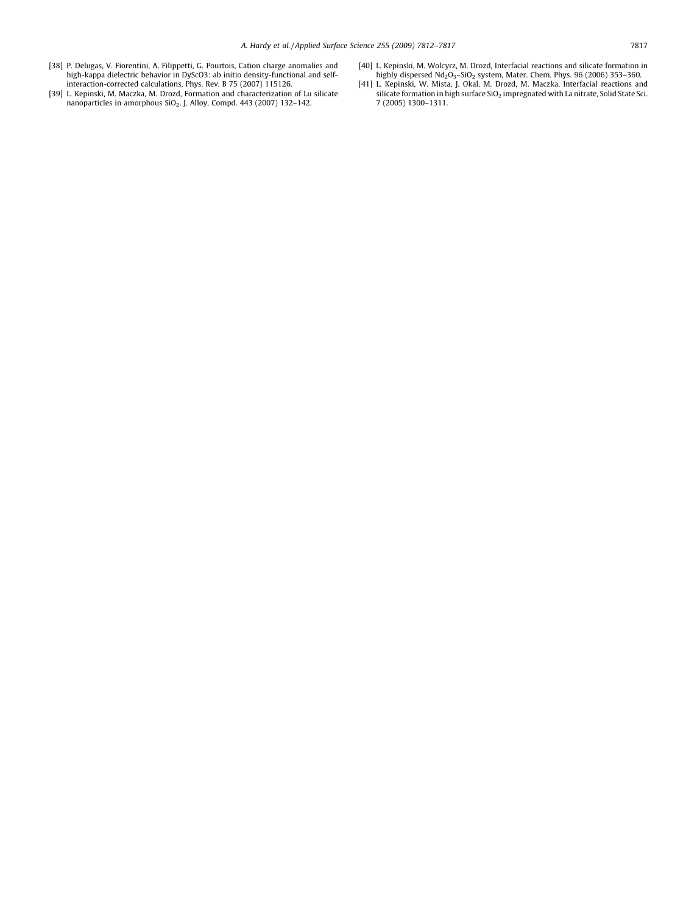[38] P. Delugas, V. Fiorentini, A. Filippetti, G. Pourtois, Cation charge anomalies and high-kappa dielectric behavior in DyScO3: ab initio density-functional and self-interaction-corrected calculations, Phys. Rev. B 75 (2007) 115126.

[39] L. Kepinski, M. Maczka, M. Drozd, Formation and characterization of Lu silicate nanoparticles in amorphous $SiO_2$, J. Alloy. Compd. 443 (2007) 132–142.

[40] L. Kepinski, M. Wolcyrz, M. Drozd, Interfacial reactions and silicate formation in highly dispersed $Nd_2O_3$–$SiO_2$ system, Mater. Chem. Phys. 96 (2006) 353–360.

[41] L. Kepinski, W. Mista, J. Okal, M. Drozd, M. Maczka, Interfacial reactions and silicate formation in high surface $SiO_2$ impregnated with La nitrate, Solid State Sci. 7 (2005) 1300–1311.